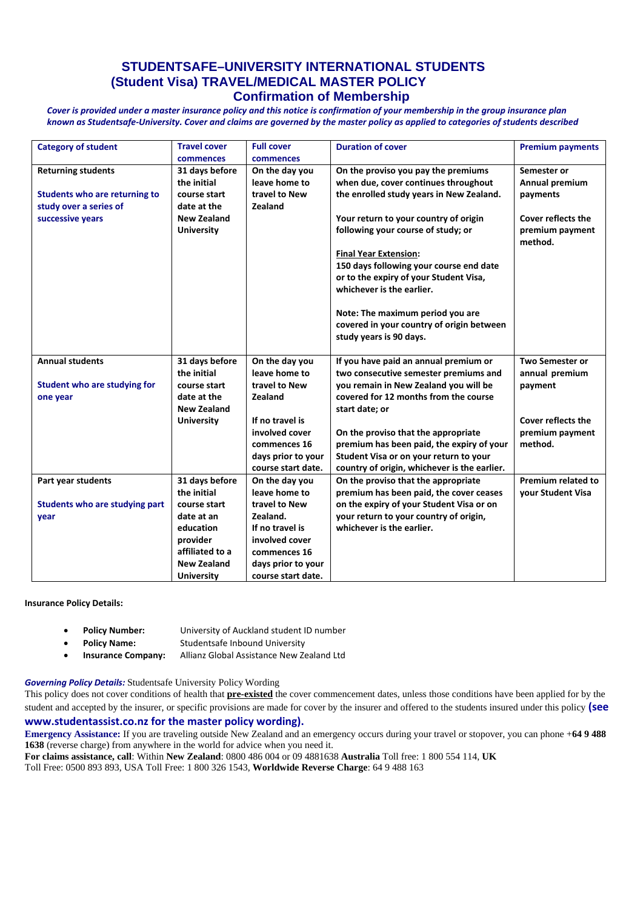# STUDENTSAFE–UNIVERSITY INTERNATIONAL STUDENTS (Student Visa) TRAVEL/MEDICAL MASTER POLICY

## Confirmation of Membership

*Cover is provided under a master insurance policy and this notice is confirmation of your membership in the group insurance plan known as Studentsafe-University. Cover and claims are governed by the master policy as applied to categories of students described*

| Category of student | Travel cover commences | Full cover commences | Duration of cover | Premium payments |
|---|---|---|---|---|
| **Returning students**<br><br>**Students who are returning to study over a series of successive years** | **31 days before the initial course start date at the New Zealand University** | **On the day you leave home to travel to New Zealand** | **On the proviso you pay the premiums when due, cover continues throughout the enrolled study years in New Zealand.**<br><br>**Your return to your country of origin following your course of study; or**<br><br>**<u>Final Year Extension</u>:**<br>**150 days following your course end date or to the expiry of your Student Visa, whichever is the earlier.**<br><br>**Note: The maximum period you are covered in your country of origin between study years is 90 days.** | **Semester or Annual premium payments**<br><br>**Cover reflects the premium payment method.** |
| **Annual students**<br><br>**Student who are studying for one year** | **31 days before the initial course start date at the New Zealand University** | **On the day you leave home to travel to New Zealand**<br><br>**If no travel is involved cover commences 16 days prior to your course start date.** | **If you have paid an annual premium or two consecutive semester premiums and you remain in New Zealand you will be covered for 12 months from the course start date; or**<br><br>**On the proviso that the appropriate premium has been paid, the expiry of your Student Visa or on your return to your country of origin, whichever is the earlier.** | **Two Semester or annual premium payment**<br><br>**Cover reflects the premium payment method.** |
| **Part year students**<br><br>**Students who are studying part year** | **31 days before the initial course start date at an education provider affiliated to a New Zealand University** | **On the day you leave home to travel to New Zealand. If no travel is involved cover commences 16 days prior to your course start date.** | **On the proviso that the appropriate premium has been paid, the cover ceases on the expiry of your Student Visa or on your return to your country of origin, whichever is the earlier.** | **Premium related to your Student Visa** |

**Insurance Policy Details:**

- **Policy Number:** University of Auckland student ID number
- **Policy Name:** Studentsafe Inbound University
- **Insurance Company:** Allianz Global Assistance New Zealand Ltd

***Governing Policy Details:*** Studentsafe University Policy Wording

This policy does not cover conditions of health that **<u>pre-existed</u>** the cover commencement dates, unless those conditions have been applied for by the student and accepted by the insurer, or specific provisions are made for cover by the insurer and offered to the students insured under this policy **(see www.studentassist.co.nz for the master policy wording).**

**Emergency Assistance:** If you are traveling outside New Zealand and an emergency occurs during your travel or stopover, you can phone +**64 9 488 1638** (reverse charge) from anywhere in the world for advice when you need it.

**For claims assistance, call**: Within **New Zealand**: 0800 486 004 or 09 4881638 **Australia** Toll free: 1 800 554 114, **UK** Toll Free: 0500 893 893, USA Toll Free: 1 800 326 1543, **Worldwide Reverse Charge**: 64 9 488 163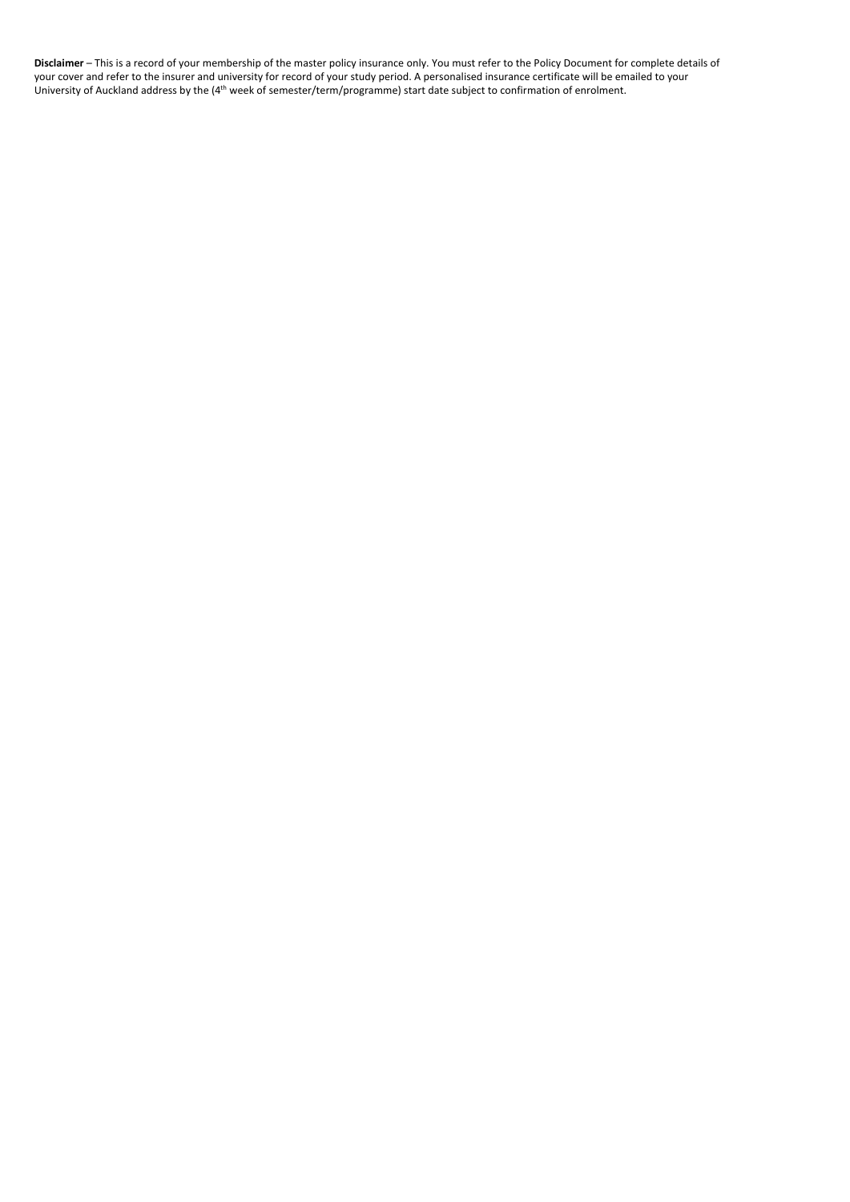**Disclaimer** – This is a record of your membership of the master policy insurance only. You must refer to the Policy Document for complete details of your cover and refer to the insurer and university for record of your study period. A personalised insurance certificate will be emailed to your University of Auckland address by the (4th week of semester/term/programme) start date subject to confirmation of enrolment.